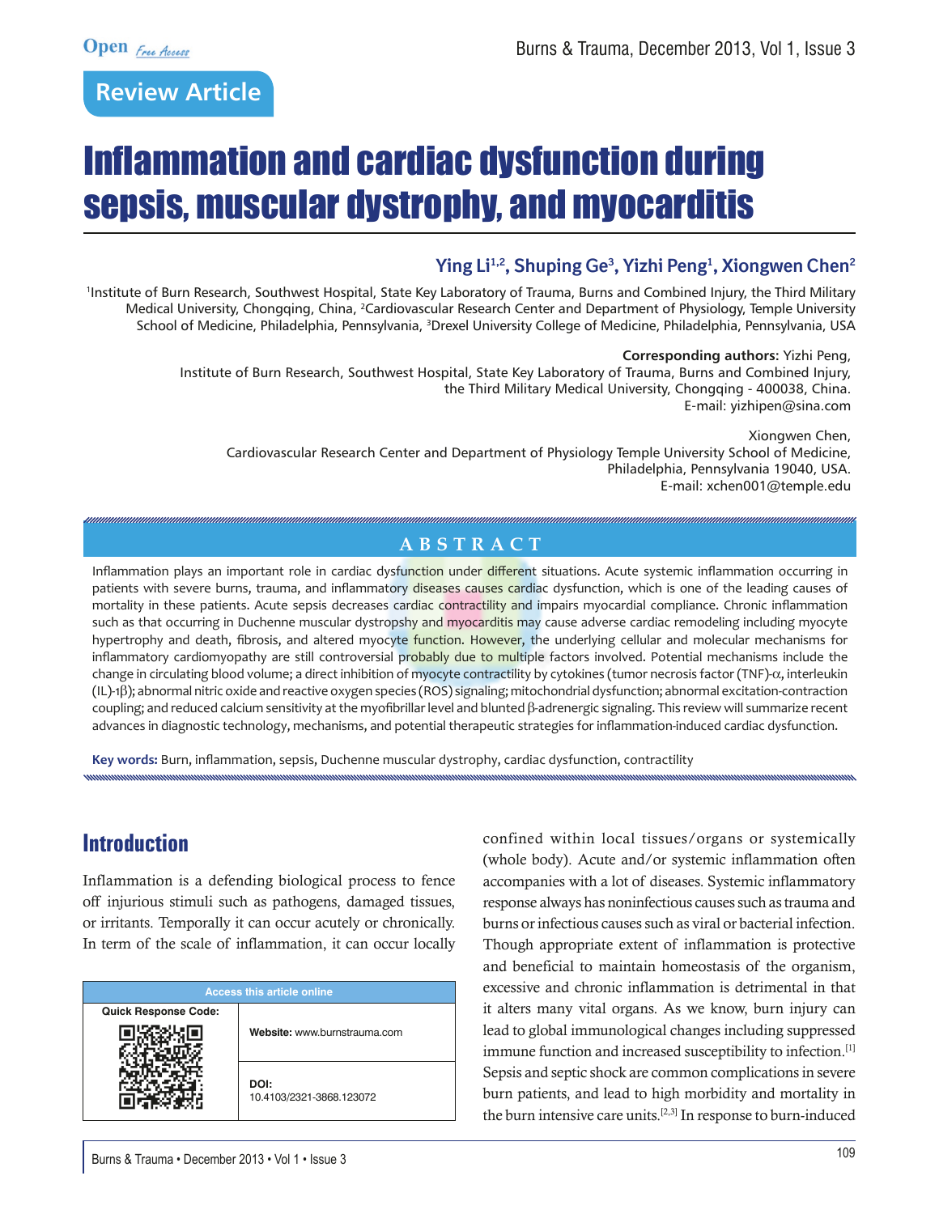Review Article

# Inflammation and cardiac dysfunction during sepsis, muscular dystrophy, and myocarditis

**Ying Li[1,2], Shuping Ge[3], Yizhi Peng[1], Xiongwen Chen[2]**

[1]Institute of Burn Research, Southwest Hospital, State Key Laboratory of Trauma, Burns and Combined Injury, the Third Military Medical University, Chongqing, China, [2]Cardiovascular Research Center and Department of Physiology, Temple University School of Medicine, Philadelphia, Pennsylvania, [3]Drexel University College of Medicine, Philadelphia, Pennsylvania, USA

**Corresponding authors:** Yizhi Peng,
Institute of Burn Research, Southwest Hospital, State Key Laboratory of Trauma, Burns and Combined Injury, the Third Military Medical University, Chongqing - 400038, China.
E-mail: yizhipen@sina.com

Xiongwen Chen,
Cardiovascular Research Center and Department of Physiology Temple University School of Medicine, Philadelphia, Pennsylvania 19040, USA.
E-mail: xchen001@temple.edu

## ABSTRACT

Inflammation plays an important role in cardiac dysfunction under different situations. Acute systemic inflammation occurring in patients with severe burns, trauma, and inflammatory diseases causes cardiac dysfunction, which is one of the leading causes of mortality in these patients. Acute sepsis decreases cardiac contractility and impairs myocardial compliance. Chronic inflammation such as that occurring in Duchenne muscular dystropshy and myocarditis may cause adverse cardiac remodeling including myocyte hypertrophy and death, fibrosis, and altered myocyte function. However, the underlying cellular and molecular mechanisms for inflammatory cardiomyopathy are still controversial probably due to multiple factors involved. Potential mechanisms include the change in circulating blood volume; a direct inhibition of myocyte contractility by cytokines (tumor necrosis factor (TNF)-α, interleukin (IL)-1β); abnormal nitric oxide and reactive oxygen species (ROS) signaling; mitochondrial dysfunction; abnormal excitation-contraction coupling; and reduced calcium sensitivity at the myofibrillar level and blunted β-adrenergic signaling. This review will summarize recent advances in diagnostic technology, mechanisms, and potential therapeutic strategies for inflammation-induced cardiac dysfunction.

**Key words:** Burn, inflammation, sepsis, Duchenne muscular dystrophy, cardiac dysfunction, contractility

## Introduction

Inflammation is a defending biological process to fence off injurious stimuli such as pathogens, damaged tissues, or irritants. Temporally it can occur acutely or chronically. In term of the scale of inflammation, it can occur locally confined within local tissues/organs or systemically (whole body). Acute and/or systemic inflammation often accompanies with a lot of diseases. Systemic inflammatory response always has noninfectious causes such as trauma and burns or infectious causes such as viral or bacterial infection. Though appropriate extent of inflammation is protective and beneficial to maintain homeostasis of the organism, excessive and chronic inflammation is detrimental in that it alters many vital organs. As we know, burn injury can lead to global immunological changes including suppressed immune function and increased susceptibility to infection.[1] Sepsis and septic shock are common complications in severe burn patients, and lead to high morbidity and mortality in the burn intensive care units.[2,3] In response to burn-induced

| Access this article online | |
|---|---|
| Quick Response Code: | Website: www.burnstrauma.com |
| | DOI: 10.4103/2321-3868.123072 |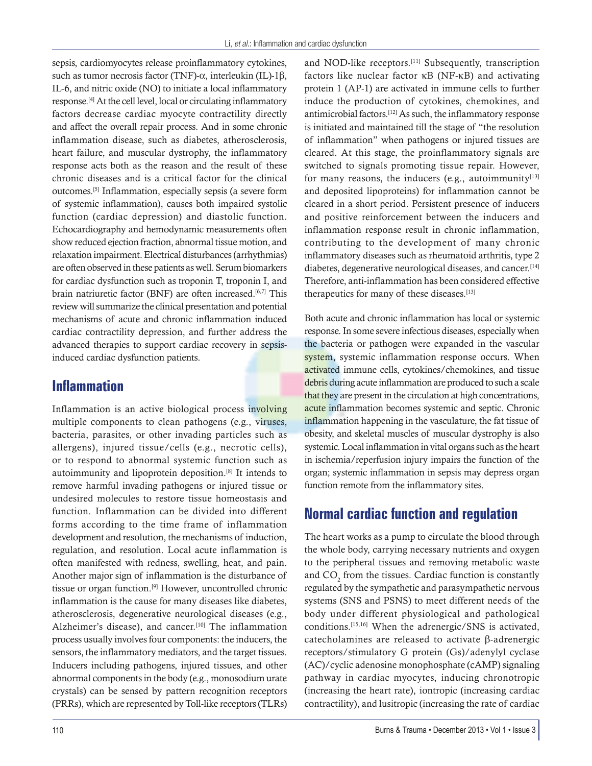sepsis, cardiomyocytes release proinflammatory cytokines, such as tumor necrosis factor (TNF)-α, interleukin (IL)-1β, IL-6, and nitric oxide (NO) to initiate a local inflammatory response.[4] At the cell level, local or circulating inflammatory factors decrease cardiac myocyte contractility directly and affect the overall repair process. And in some chronic inflammation disease, such as diabetes, atherosclerosis, heart failure, and muscular dystrophy, the inflammatory response acts both as the reason and the result of these chronic diseases and is a critical factor for the clinical outcomes.[5] Inflammation, especially sepsis (a severe form of systemic inflammation), causes both impaired systolic function (cardiac depression) and diastolic function. Echocardiography and hemodynamic measurements often show reduced ejection fraction, abnormal tissue motion, and relaxation impairment. Electrical disturbances (arrhythmias) are often observed in these patients as well. Serum biomarkers for cardiac dysfunction such as troponin T, troponin I, and brain natriuretic factor (BNF) are often increased.[6,7] This review will summarize the clinical presentation and potential mechanisms of acute and chronic inflammation induced cardiac contractility depression, and further address the advanced therapies to support cardiac recovery in sepsis-induced cardiac dysfunction patients.

## Inflammation

Inflammation is an active biological process involving multiple components to clean pathogens (e.g., viruses, bacteria, parasites, or other invading particles such as allergens), injured tissue/cells (e.g., necrotic cells), or to respond to abnormal systemic function such as autoimmunity and lipoprotein deposition.[8] It intends to remove harmful invading pathogens or injured tissue or undesired molecules to restore tissue homeostasis and function. Inflammation can be divided into different forms according to the time frame of inflammation development and resolution, the mechanisms of induction, regulation, and resolution. Local acute inflammation is often manifested with redness, swelling, heat, and pain. Another major sign of inflammation is the disturbance of tissue or organ function.[9] However, uncontrolled chronic inflammation is the cause for many diseases like diabetes, atherosclerosis, degenerative neurological diseases (e.g., Alzheimer's disease), and cancer.[10] The inflammation process usually involves four components: the inducers, the sensors, the inflammatory mediators, and the target tissues. Inducers including pathogens, injured tissues, and other abnormal components in the body (e.g., monosodium urate crystals) can be sensed by pattern recognition receptors (PRRs), which are represented by Toll-like receptors (TLRs) and NOD-like receptors.[11] Subsequently, transcription factors like nuclear factor κB (NF-κB) and activating protein 1 (AP-1) are activated in immune cells to further induce the production of cytokines, chemokines, and antimicrobial factors.[12] As such, the inflammatory response is initiated and maintained till the stage of "the resolution of inflammation" when pathogens or injured tissues are cleared. At this stage, the proinflammatory signals are switched to signals promoting tissue repair. However, for many reasons, the inducers (e.g., autoimmunity[13] and deposited lipoproteins) for inflammation cannot be cleared in a short period. Persistent presence of inducers and positive reinforcement between the inducers and inflammation response result in chronic inflammation, contributing to the development of many chronic inflammatory diseases such as rheumatoid arthritis, type 2 diabetes, degenerative neurological diseases, and cancer.[14] Therefore, anti-inflammation has been considered effective therapeutics for many of these diseases.[13]

Both acute and chronic inflammation has local or systemic response. In some severe infectious diseases, especially when the bacteria or pathogen were expanded in the vascular system, systemic inflammation response occurs. When activated immune cells, cytokines/chemokines, and tissue debris during acute inflammation are produced to such a scale that they are present in the circulation at high concentrations, acute inflammation becomes systemic and septic. Chronic inflammation happening in the vasculature, the fat tissue of obesity, and skeletal muscles of muscular dystrophy is also systemic. Local inflammation in vital organs such as the heart in ischemia/reperfusion injury impairs the function of the organ; systemic inflammation in sepsis may depress organ function remote from the inflammatory sites.

## Normal cardiac function and regulation

The heart works as a pump to circulate the blood through the whole body, carrying necessary nutrients and oxygen to the peripheral tissues and removing metabolic waste and $CO_2$ from the tissues. Cardiac function is constantly regulated by the sympathetic and parasympathetic nervous systems (SNS and PSNS) to meet different needs of the body under different physiological and pathological conditions.[15,16] When the adrenergic/SNS is activated, catecholamines are released to activate β-adrenergic receptors/stimulatory G protein (Gs)/adenylyl cyclase (AC)/cyclic adenosine monophosphate (cAMP) signaling pathway in cardiac myocytes, inducing chronotropic (increasing the heart rate), iontropic (increasing cardiac contractility), and lusitropic (increasing the rate of cardiac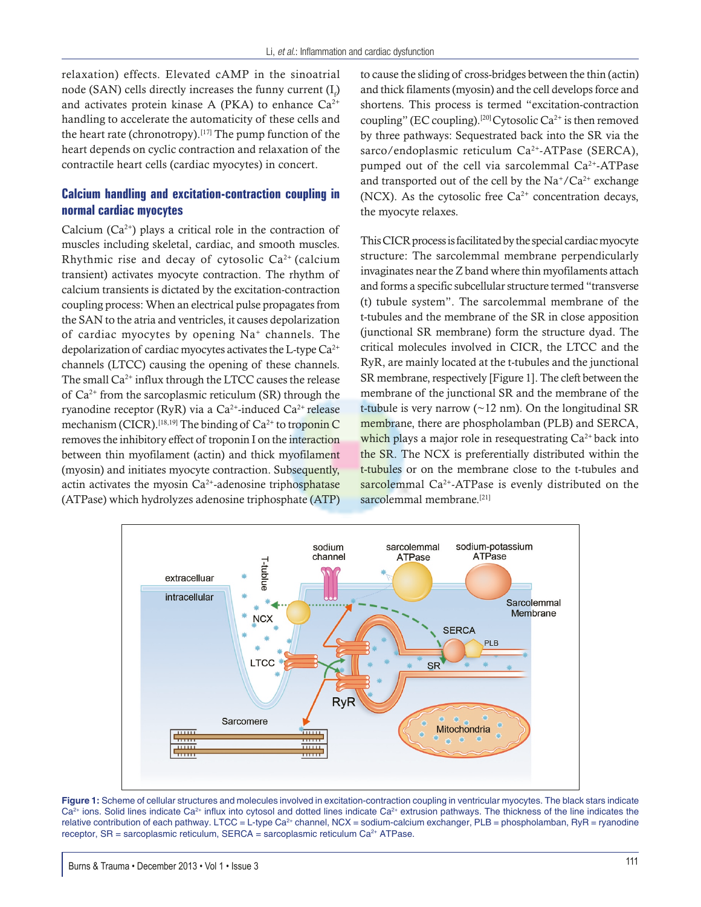relaxation) effects. Elevated cAMP in the sinoatrial node (SAN) cells directly increases the funny current ($I_f$) and activates protein kinase A (PKA) to enhance $Ca^{2+}$ handling to accelerate the automaticity of these cells and the heart rate (chronotropy).[17] The pump function of the heart depends on cyclic contraction and relaxation of the contractile heart cells (cardiac myocytes) in concert.

## Calcium handling and excitation-contraction coupling in normal cardiac myocytes

Calcium ($Ca^{2+}$) plays a critical role in the contraction of muscles including skeletal, cardiac, and smooth muscles. Rhythmic rise and decay of cytosolic $Ca^{2+}$ (calcium transient) activates myocyte contraction. The rhythm of calcium transients is dictated by the excitation-contraction coupling process: When an electrical pulse propagates from the SAN to the atria and ventricles, it causes depolarization of cardiac myocytes by opening $Na^+$ channels. The depolarization of cardiac myocytes activates the L-type $Ca^{2+}$ channels (LTCC) causing the opening of these channels. The small $Ca^{2+}$ influx through the LTCC causes the release of $Ca^{2+}$ from the sarcoplasmic reticulum (SR) through the ryanodine receptor (RyR) via a $Ca^{2+}$-induced $Ca^{2+}$ release mechanism (CICR).[18,19] The binding of $Ca^{2+}$ to troponin C removes the inhibitory effect of troponin I on the interaction between thin myofilament (actin) and thick myofilament (myosin) and initiates myocyte contraction. Subsequently, actin activates the myosin $Ca^{2+}$-adenosine triphosphatase (ATPase) which hydrolyzes adenosine triphosphate (ATP) to cause the sliding of cross-bridges between the thin (actin) and thick filaments (myosin) and the cell develops force and shortens. This process is termed "excitation-contraction coupling" (EC coupling).[20] Cytosolic $Ca^{2+}$ is then removed by three pathways: Sequestrated back into the SR via the sarco/endoplasmic reticulum $Ca^{2+}$-ATPase (SERCA), pumped out of the cell via sarcolemmal $Ca^{2+}$-ATPase and transported out of the cell by the $Na^+/Ca^{2+}$ exchange (NCX). As the cytosolic free $Ca^{2+}$ concentration decays, the myocyte relaxes.

This CICR process is facilitated by the special cardiac myocyte structure: The sarcolemmal membrane perpendicularly invaginates near the Z band where thin myofilaments attach and forms a specific subcellular structure termed "transverse (t) tubule system". The sarcolemmal membrane of the t-tubules and the membrane of the SR in close apposition (junctional SR membrane) form the structure dyad. The critical molecules involved in CICR, the LTCC and the RyR, are mainly located at the t-tubules and the junctional SR membrane, respectively [Figure 1]. The cleft between the membrane of the junctional SR and the membrane of the t-tubule is very narrow (~12 nm). On the longitudinal SR membrane, there are phospholamban (PLB) and SERCA, which plays a major role in resequestrating $Ca^{2+}$ back into the SR. The NCX is preferentially distributed within the t-tubules or on the membrane close to the t-tubules and sarcolemmal $Ca^{2+}$-ATPase is evenly distributed on the sarcolemmal membrane.[21]

**Figure 1:** Scheme of cellular structures and molecules involved in excitation-contraction coupling in ventricular myocytes. The black stars indicate $Ca^{2+}$ ions. Solid lines indicate $Ca^{2+}$ influx into cytosol and dotted lines indicate $Ca^{2+}$ extrusion pathways. The thickness of the line indicates the relative contribution of each pathway. LTCC = L-type $Ca^{2+}$ channel, NCX = sodium-calcium exchanger, PLB = phospholamban, RyR = ryanodine receptor, SR = sarcoplasmic reticulum, SERCA = sarcoplasmic reticulum $Ca^{2+}$ ATPase.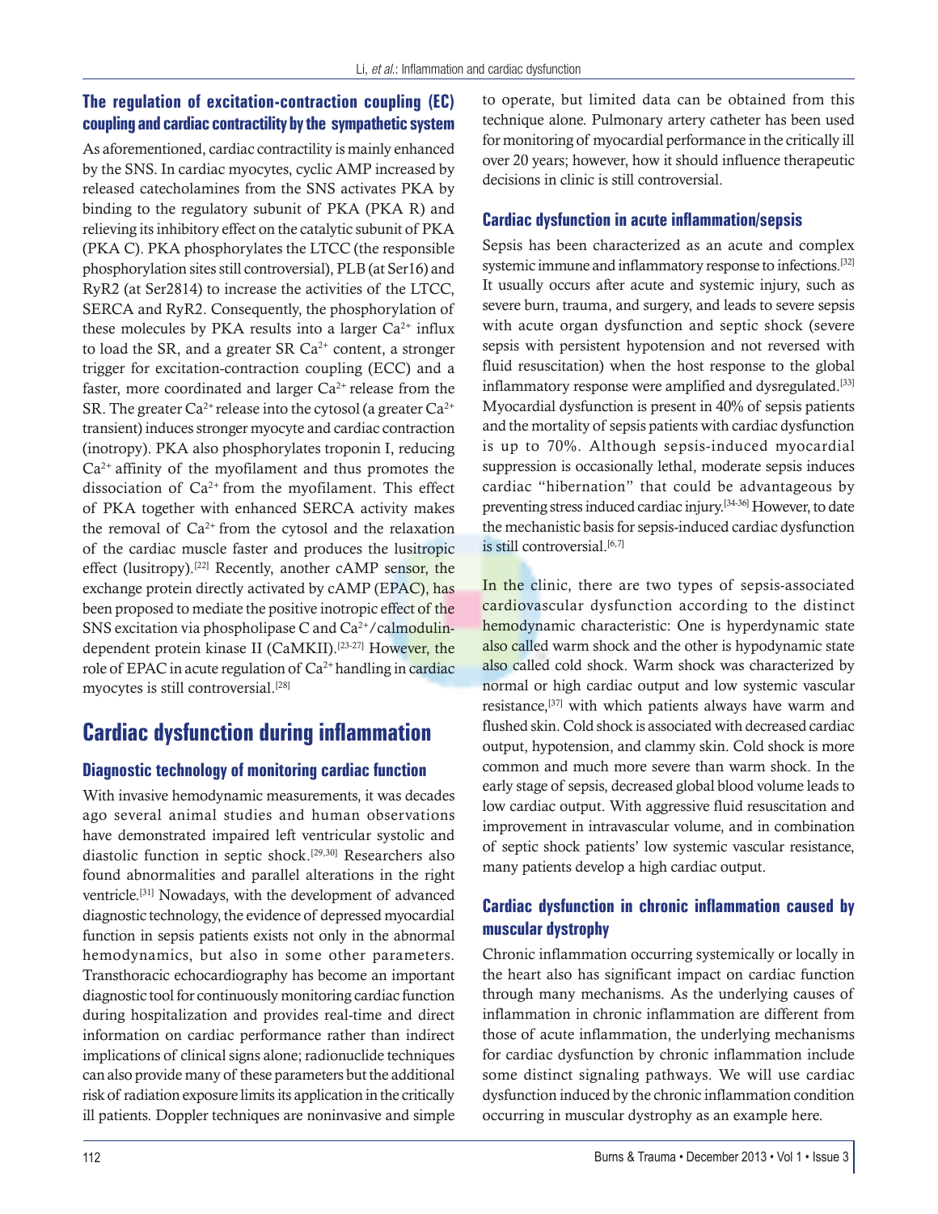### The regulation of excitation-contraction coupling (EC) coupling and cardiac contractility by the sympathetic system

As aforementioned, cardiac contractility is mainly enhanced by the SNS. In cardiac myocytes, cyclic AMP increased by released catecholamines from the SNS activates PKA by binding to the regulatory subunit of PKA (PKA R) and relieving its inhibitory effect on the catalytic subunit of PKA (PKA C). PKA phosphorylates the LTCC (the responsible phosphorylation sites still controversial), PLB (at Ser16) and RyR2 (at Ser2814) to increase the activities of the LTCC, SERCA and RyR2. Consequently, the phosphorylation of these molecules by PKA results into a larger $Ca^{2+}$ influx to load the SR, and a greater SR $Ca^{2+}$ content, a stronger trigger for excitation-contraction coupling (ECC) and a faster, more coordinated and larger $Ca^{2+}$ release from the SR. The greater $Ca^{2+}$ release into the cytosol (a greater $Ca^{2+}$ transient) induces stronger myocyte and cardiac contraction (inotropy). PKA also phosphorylates troponin I, reducing $Ca^{2+}$ affinity of the myofilament and thus promotes the dissociation of $Ca^{2+}$ from the myofilament. This effect of PKA together with enhanced SERCA activity makes the removal of $Ca^{2+}$ from the cytosol and the relaxation of the cardiac muscle faster and produces the lusitropic effect (lusitropy).[22] Recently, another cAMP sensor, the exchange protein directly activated by cAMP (EPAC), has been proposed to mediate the positive inotropic effect of the SNS excitation via phospholipase C and $Ca^{2+}$/calmodulin-dependent protein kinase II (CaMKII).[23-27] However, the role of EPAC in acute regulation of $Ca^{2+}$ handling in cardiac myocytes is still controversial.[28]

## Cardiac dysfunction during inflammation

### Diagnostic technology of monitoring cardiac function

With invasive hemodynamic measurements, it was decades ago several animal studies and human observations have demonstrated impaired left ventricular systolic and diastolic function in septic shock.[29,30] Researchers also found abnormalities and parallel alterations in the right ventricle.[31] Nowadays, with the development of advanced diagnostic technology, the evidence of depressed myocardial function in sepsis patients exists not only in the abnormal hemodynamics, but also in some other parameters. Transthoracic echocardiography has become an important diagnostic tool for continuously monitoring cardiac function during hospitalization and provides real-time and direct information on cardiac performance rather than indirect implications of clinical signs alone; radionuclide techniques can also provide many of these parameters but the additional risk of radiation exposure limits its application in the critically ill patients. Doppler techniques are noninvasive and simple to operate, but limited data can be obtained from this technique alone. Pulmonary artery catheter has been used for monitoring of myocardial performance in the critically ill over 20 years; however, how it should influence therapeutic decisions in clinic is still controversial.

### Cardiac dysfunction in acute inflammation/sepsis

Sepsis has been characterized as an acute and complex systemic immune and inflammatory response to infections.[32] It usually occurs after acute and systemic injury, such as severe burn, trauma, and surgery, and leads to severe sepsis with acute organ dysfunction and septic shock (severe sepsis with persistent hypotension and not reversed with fluid resuscitation) when the host response to the global inflammatory response were amplified and dysregulated.[33] Myocardial dysfunction is present in 40% of sepsis patients and the mortality of sepsis patients with cardiac dysfunction is up to 70%. Although sepsis-induced myocardial suppression is occasionally lethal, moderate sepsis induces cardiac "hibernation" that could be advantageous by preventing stress induced cardiac injury.[34-36] However, to date the mechanistic basis for sepsis-induced cardiac dysfunction is still controversial.[6,7]

In the clinic, there are two types of sepsis-associated cardiovascular dysfunction according to the distinct hemodynamic characteristic: One is hyperdynamic state also called warm shock and the other is hypodynamic state also called cold shock. Warm shock was characterized by normal or high cardiac output and low systemic vascular resistance,[37] with which patients always have warm and flushed skin. Cold shock is associated with decreased cardiac output, hypotension, and clammy skin. Cold shock is more common and much more severe than warm shock. In the early stage of sepsis, decreased global blood volume leads to low cardiac output. With aggressive fluid resuscitation and improvement in intravascular volume, and in combination of septic shock patients' low systemic vascular resistance, many patients develop a high cardiac output.

### Cardiac dysfunction in chronic inflammation caused by muscular dystrophy

Chronic inflammation occurring systemically or locally in the heart also has significant impact on cardiac function through many mechanisms. As the underlying causes of inflammation in chronic inflammation are different from those of acute inflammation, the underlying mechanisms for cardiac dysfunction by chronic inflammation include some distinct signaling pathways. We will use cardiac dysfunction induced by the chronic inflammation condition occurring in muscular dystrophy as an example here.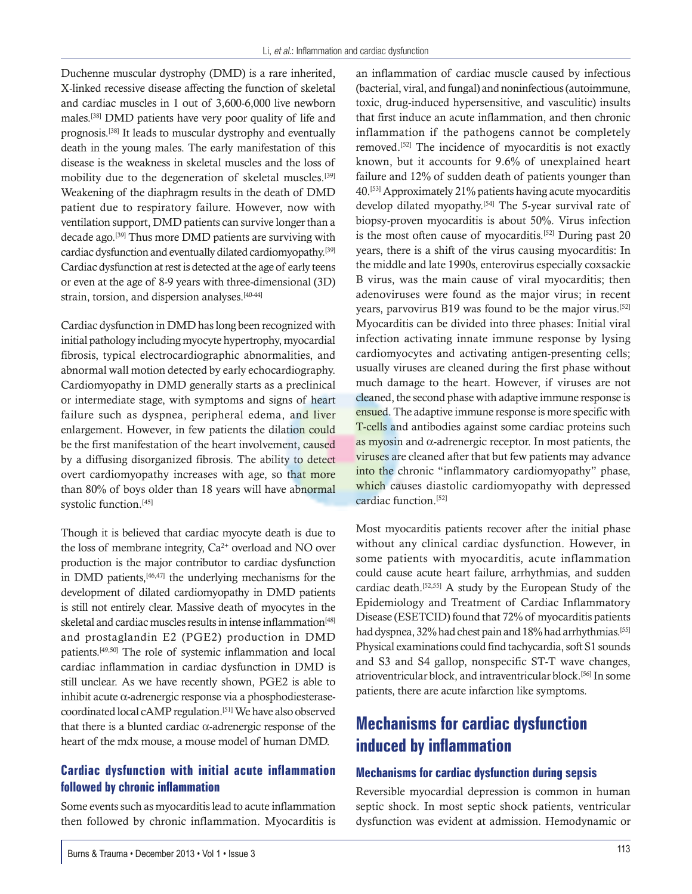Duchenne muscular dystrophy (DMD) is a rare inherited, X-linked recessive disease affecting the function of skeletal and cardiac muscles in 1 out of 3,600-6,000 live newborn males.[38] DMD patients have very poor quality of life and prognosis.[38] It leads to muscular dystrophy and eventually death in the young males. The early manifestation of this disease is the weakness in skeletal muscles and the loss of mobility due to the degeneration of skeletal muscles.[39] Weakening of the diaphragm results in the death of DMD patient due to respiratory failure. However, now with ventilation support, DMD patients can survive longer than a decade ago.[39] Thus more DMD patients are surviving with cardiac dysfunction and eventually dilated cardiomyopathy.[39] Cardiac dysfunction at rest is detected at the age of early teens or even at the age of 8-9 years with three-dimensional (3D) strain, torsion, and dispersion analyses.[40-44]

Cardiac dysfunction in DMD has long been recognized with initial pathology including myocyte hypertrophy, myocardial fibrosis, typical electrocardiographic abnormalities, and abnormal wall motion detected by early echocardiography. Cardiomyopathy in DMD generally starts as a preclinical or intermediate stage, with symptoms and signs of heart failure such as dyspnea, peripheral edema, and liver enlargement. However, in few patients the dilation could be the first manifestation of the heart involvement, caused by a diffusing disorganized fibrosis. The ability to detect overt cardiomyopathy increases with age, so that more than 80% of boys older than 18 years will have abnormal systolic function.[45]

Though it is believed that cardiac myocyte death is due to the loss of membrane integrity, $Ca^{2+}$ overload and NO over production is the major contributor to cardiac dysfunction in DMD patients,[46,47] the underlying mechanisms for the development of dilated cardiomyopathy in DMD patients is still not entirely clear. Massive death of myocytes in the skeletal and cardiac muscles results in intense inflammation[48] and prostaglandin E2 (PGE2) production in DMD patients.[49,50] The role of systemic inflammation and local cardiac inflammation in cardiac dysfunction in DMD is still unclear. As we have recently shown, PGE2 is able to inhibit acute α-adrenergic response via a phosphodiesterase-coordinated local cAMP regulation.[51] We have also observed that there is a blunted cardiac α-adrenergic response of the heart of the mdx mouse, a mouse model of human DMD.

### Cardiac dysfunction with initial acute inflammation followed by chronic inflammation

Some events such as myocarditis lead to acute inflammation then followed by chronic inflammation. Myocarditis is an inflammation of cardiac muscle caused by infectious (bacterial, viral, and fungal) and noninfectious (autoimmune, toxic, drug-induced hypersensitive, and vasculitic) insults that first induce an acute inflammation, and then chronic inflammation if the pathogens cannot be completely removed.[52] The incidence of myocarditis is not exactly known, but it accounts for 9.6% of unexplained heart failure and 12% of sudden death of patients younger than 40.[53] Approximately 21% patients having acute myocarditis develop dilated myopathy.[54] The 5-year survival rate of biopsy-proven myocarditis is about 50%. Virus infection is the most often cause of myocarditis.[52] During past 20 years, there is a shift of the virus causing myocarditis: In the middle and late 1990s, enterovirus especially coxsackie B virus, was the main cause of viral myocarditis; then adenoviruses were found as the major virus; in recent years, parvovirus B19 was found to be the major virus.[52] Myocarditis can be divided into three phases: Initial viral infection activating innate immune response by lysing cardiomyocytes and activating antigen-presenting cells; usually viruses are cleaned during the first phase without much damage to the heart. However, if viruses are not cleaned, the second phase with adaptive immune response is ensued. The adaptive immune response is more specific with T-cells and antibodies against some cardiac proteins such as myosin and α-adrenergic receptor. In most patients, the viruses are cleaned after that but few patients may advance into the chronic "inflammatory cardiomyopathy" phase, which causes diastolic cardiomyopathy with depressed cardiac function.[52]

Most myocarditis patients recover after the initial phase without any clinical cardiac dysfunction. However, in some patients with myocarditis, acute inflammation could cause acute heart failure, arrhythmias, and sudden cardiac death.[52,55] A study by the European Study of the Epidemiology and Treatment of Cardiac Inflammatory Disease (ESETCID) found that 72% of myocarditis patients had dyspnea, 32% had chest pain and 18% had arrhythmias.[55] Physical examinations could find tachycardia, soft S1 sounds and S3 and S4 gallop, nonspecific ST-T wave changes, atrioventricular block, and intraventricular block.[56] In some patients, there are acute infarction like symptoms.

## Mechanisms for cardiac dysfunction induced by inflammation

### Mechanisms for cardiac dysfunction during sepsis

Reversible myocardial depression is common in human septic shock. In most septic shock patients, ventricular dysfunction was evident at admission. Hemodynamic or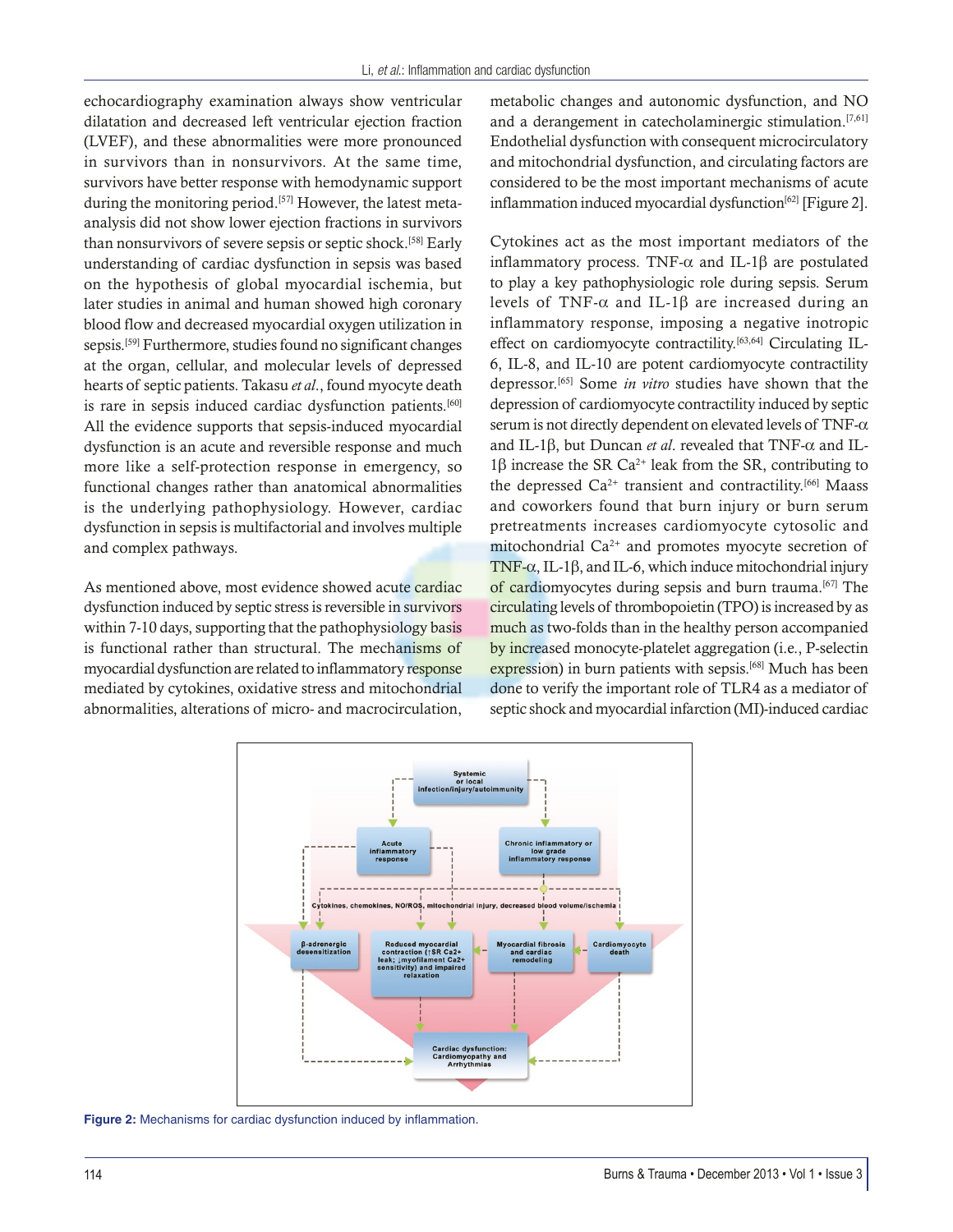echocardiography examination always show ventricular dilatation and decreased left ventricular ejection fraction (LVEF), and these abnormalities were more pronounced in survivors than in nonsurvivors. At the same time, survivors have better response with hemodynamic support during the monitoring period.[57] However, the latest meta-analysis did not show lower ejection fractions in survivors than nonsurvivors of severe sepsis or septic shock.[58] Early understanding of cardiac dysfunction in sepsis was based on the hypothesis of global myocardial ischemia, but later studies in animal and human showed high coronary blood flow and decreased myocardial oxygen utilization in sepsis.[59] Furthermore, studies found no significant changes at the organ, cellular, and molecular levels of depressed hearts of septic patients. Takasu *et al.*, found myocyte death is rare in sepsis induced cardiac dysfunction patients.[60] All the evidence supports that sepsis-induced myocardial dysfunction is an acute and reversible response and much more like a self-protection response in emergency, so functional changes rather than anatomical abnormalities is the underlying pathophysiology. However, cardiac dysfunction in sepsis is multifactorial and involves multiple and complex pathways.

As mentioned above, most evidence showed acute cardiac dysfunction induced by septic stress is reversible in survivors within 7-10 days, supporting that the pathophysiology basis is functional rather than structural. The mechanisms of myocardial dysfunction are related to inflammatory response mediated by cytokines, oxidative stress and mitochondrial abnormalities, alterations of micro- and macrocirculation, metabolic changes and autonomic dysfunction, and NO and a derangement in catecholaminergic stimulation.[7,61] Endothelial dysfunction with consequent microcirculatory and mitochondrial dysfunction, and circulating factors are considered to be the most important mechanisms of acute inflammation induced myocardial dysfunction[62] [Figure 2].

Cytokines act as the most important mediators of the inflammatory process. TNF-α and IL-1β are postulated to play a key pathophysiologic role during sepsis. Serum levels of TNF-α and IL-1β are increased during an inflammatory response, imposing a negative inotropic effect on cardiomyocyte contractility.[63,64] Circulating IL-6, IL-8, and IL-10 are potent cardiomyocyte contractility depressor.[65] Some *in vitro* studies have shown that the depression of cardiomyocyte contractility induced by septic serum is not directly dependent on elevated levels of TNF-α and IL-1β, but Duncan *et al*. revealed that TNF-α and IL-1β increase the SR $Ca^{2+}$ leak from the SR, contributing to the depressed $Ca^{2+}$ transient and contractility.[66] Maass and coworkers found that burn injury or burn serum pretreatments increases cardiomyocyte cytosolic and mitochondrial $Ca^{2+}$ and promotes myocyte secretion of TNF-α, IL-1β, and IL-6, which induce mitochondrial injury of cardiomyocytes during sepsis and burn trauma.[67] The circulating levels of thrombopoietin (TPO) is increased by as much as two-folds than in the healthy person accompanied by increased monocyte-platelet aggregation (i.e., P-selectin expression) in burn patients with sepsis.[68] Much has been done to verify the important role of TLR4 as a mediator of septic shock and myocardial infarction (MI)-induced cardiac

**Figure 2:** Mechanisms for cardiac dysfunction induced by inflammation.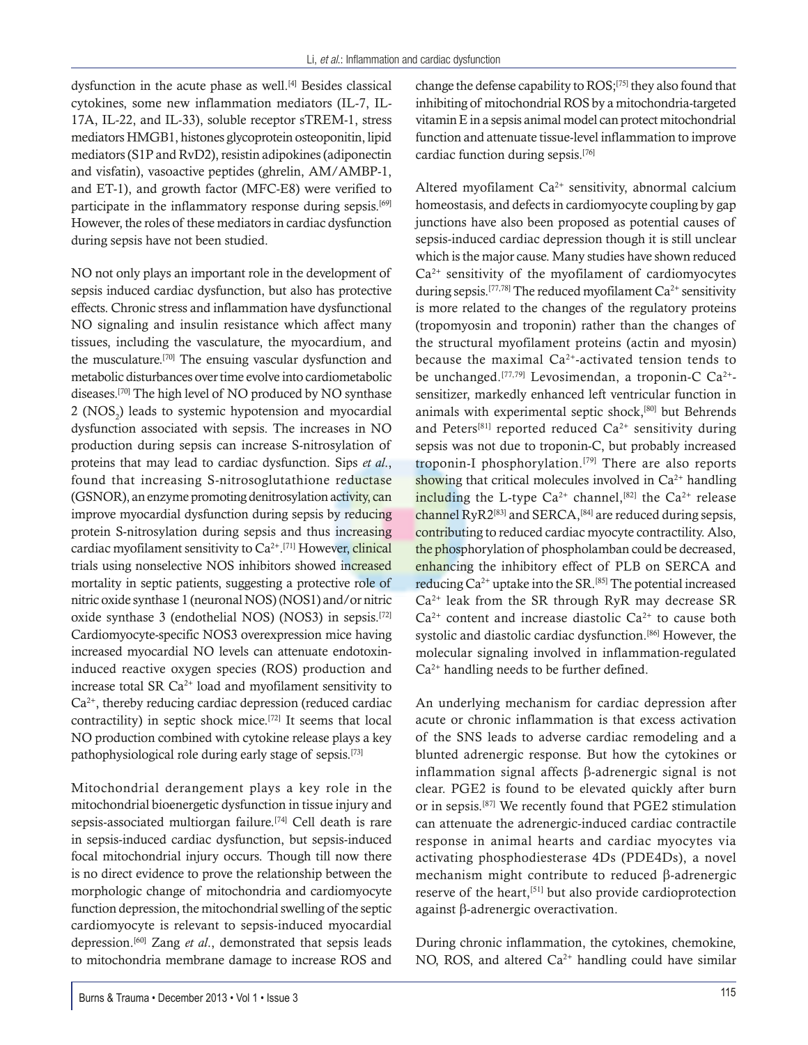dysfunction in the acute phase as well.[4] Besides classical cytokines, some new inflammation mediators (IL-7, IL-17A, IL-22, and IL-33), soluble receptor sTREM-1, stress mediators HMGB1, histones glycoprotein osteoponitin, lipid mediators (S1P and RvD2), resistin adipokines (adiponectin and visfatin), vasoactive peptides (ghrelin, AM/AMBP-1, and ET-1), and growth factor (MFC-E8) were verified to participate in the inflammatory response during sepsis.[69] However, the roles of these mediators in cardiac dysfunction during sepsis have not been studied.

NO not only plays an important role in the development of sepsis induced cardiac dysfunction, but also has protective effects. Chronic stress and inflammation have dysfunctional NO signaling and insulin resistance which affect many tissues, including the vasculature, the myocardium, and the musculature.[70] The ensuing vascular dysfunction and metabolic disturbances over time evolve into cardiometabolic diseases.[70] The high level of NO produced by NO synthase 2 ($NOS_2$) leads to systemic hypotension and myocardial dysfunction associated with sepsis. The increases in NO production during sepsis can increase S-nitrosylation of proteins that may lead to cardiac dysfunction. Sips *et al*., found that increasing S-nitrosoglutathione reductase (GSNOR), an enzyme promoting denitrosylation activity, can improve myocardial dysfunction during sepsis by reducing protein S-nitrosylation during sepsis and thus increasing cardiac myofilament sensitivity to $Ca^{2+}$.[71] However, clinical trials using nonselective NOS inhibitors showed increased mortality in septic patients, suggesting a protective role of nitric oxide synthase 1 (neuronal NOS) (NOS1) and/or nitric oxide synthase 3 (endothelial NOS) (NOS3) in sepsis.[72] Cardiomyocyte-specific NOS3 overexpression mice having increased myocardial NO levels can attenuate endotoxin-induced reactive oxygen species (ROS) production and increase total SR $Ca^{2+}$ load and myofilament sensitivity to $Ca^{2+}$, thereby reducing cardiac depression (reduced cardiac contractility) in septic shock mice.[72] It seems that local NO production combined with cytokine release plays a key pathophysiological role during early stage of sepsis.[73]

Mitochondrial derangement plays a key role in the mitochondrial bioenergetic dysfunction in tissue injury and sepsis-associated multiorgan failure.[74] Cell death is rare in sepsis-induced cardiac dysfunction, but sepsis-induced focal mitochondrial injury occurs. Though till now there is no direct evidence to prove the relationship between the morphologic change of mitochondria and cardiomyocyte function depression, the mitochondrial swelling of the septic cardiomyocyte is relevant to sepsis-induced myocardial depression.[60] Zang *et al*., demonstrated that sepsis leads to mitochondria membrane damage to increase ROS and change the defense capability to ROS;[75] they also found that inhibiting of mitochondrial ROS by a mitochondria-targeted vitamin E in a sepsis animal model can protect mitochondrial function and attenuate tissue-level inflammation to improve cardiac function during sepsis.[76]

Altered myofilament $Ca^{2+}$ sensitivity, abnormal calcium homeostasis, and defects in cardiomyocyte coupling by gap junctions have also been proposed as potential causes of sepsis-induced cardiac depression though it is still unclear which is the major cause. Many studies have shown reduced $Ca^{2+}$ sensitivity of the myofilament of cardiomyocytes during sepsis.[77,78] The reduced myofilament $Ca^{2+}$ sensitivity is more related to the changes of the regulatory proteins (tropomyosin and troponin) rather than the changes of the structural myofilament proteins (actin and myosin) because the maximal $Ca^{2+}$-activated tension tends to be unchanged.[77,79] Levosimendan, a troponin-C $Ca^{2+}$-sensitizer, markedly enhanced left ventricular function in animals with experimental septic shock,[80] but Behrends and Peters[81] reported reduced $Ca^{2+}$ sensitivity during sepsis was not due to troponin-C, but probably increased troponin-I phosphorylation.[79] There are also reports showing that critical molecules involved in $Ca^{2+}$ handling including the L-type $Ca^{2+}$ channel,[82] the $Ca^{2+}$ release channel RyR2[83] and SERCA,[84] are reduced during sepsis, contributing to reduced cardiac myocyte contractility. Also, the phosphorylation of phospholamban could be decreased, enhancing the inhibitory effect of PLB on SERCA and reducing $Ca^{2+}$ uptake into the SR.[85] The potential increased $Ca^{2+}$ leak from the SR through RyR may decrease SR $Ca^{2+}$ content and increase diastolic $Ca^{2+}$ to cause both systolic and diastolic cardiac dysfunction.[86] However, the molecular signaling involved in inflammation-regulated $Ca^{2+}$ handling needs to be further defined.

An underlying mechanism for cardiac depression after acute or chronic inflammation is that excess activation of the SNS leads to adverse cardiac remodeling and a blunted adrenergic response. But how the cytokines or inflammation signal affects β-adrenergic signal is not clear. PGE2 is found to be elevated quickly after burn or in sepsis.[87] We recently found that PGE2 stimulation can attenuate the adrenergic-induced cardiac contractile response in animal hearts and cardiac myocytes via activating phosphodiesterase 4Ds (PDE4Ds), a novel mechanism might contribute to reduced β-adrenergic reserve of the heart,[51] but also provide cardioprotection against β-adrenergic overactivation.

During chronic inflammation, the cytokines, chemokine, NO, ROS, and altered $Ca^{2+}$ handling could have similar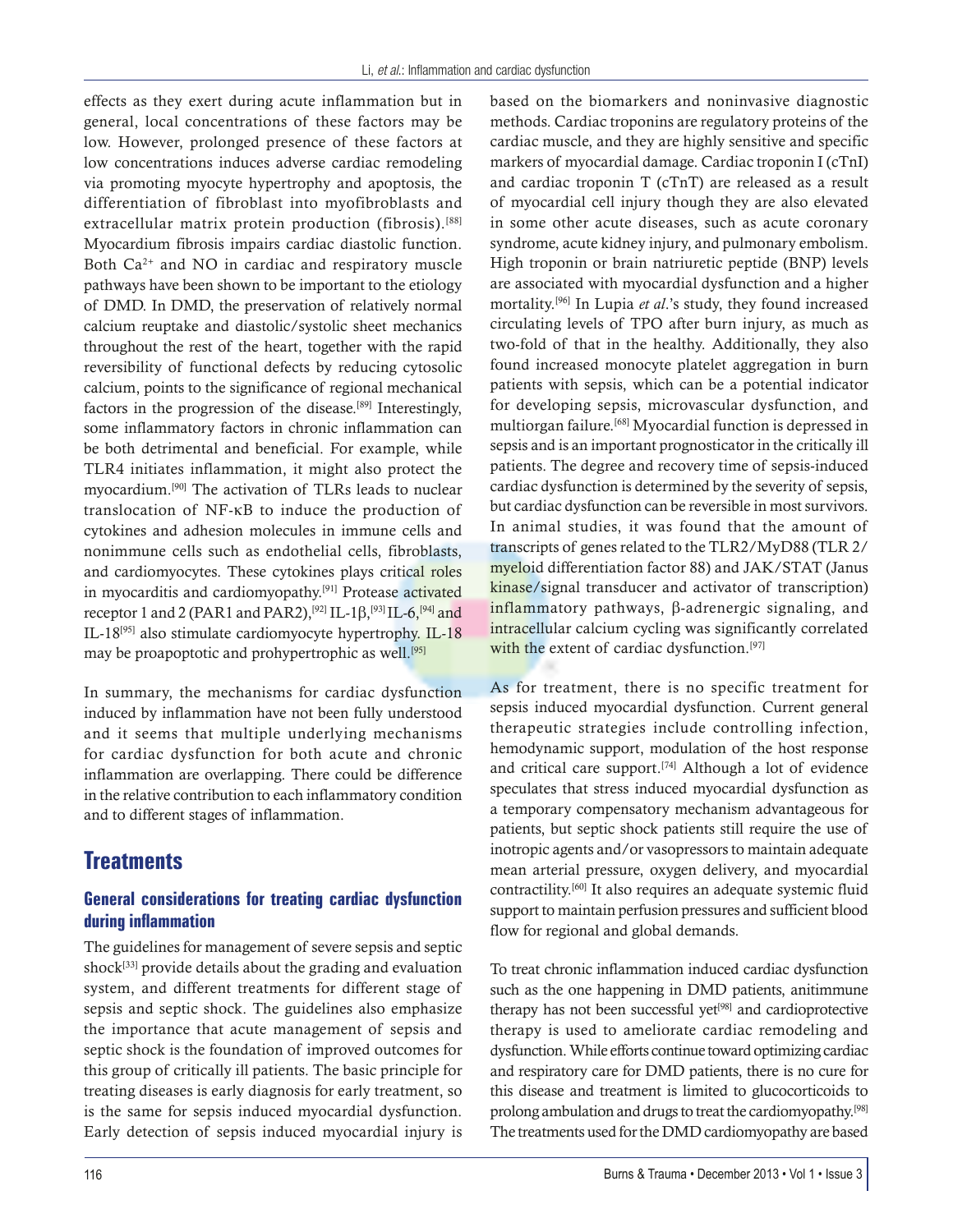effects as they exert during acute inflammation but in general, local concentrations of these factors may be low. However, prolonged presence of these factors at low concentrations induces adverse cardiac remodeling via promoting myocyte hypertrophy and apoptosis, the differentiation of fibroblast into myofibroblasts and extracellular matrix protein production (fibrosis).[88] Myocardium fibrosis impairs cardiac diastolic function. Both $Ca^{2+}$ and NO in cardiac and respiratory muscle pathways have been shown to be important to the etiology of DMD. In DMD, the preservation of relatively normal calcium reuptake and diastolic/systolic sheet mechanics throughout the rest of the heart, together with the rapid reversibility of functional defects by reducing cytosolic calcium, points to the significance of regional mechanical factors in the progression of the disease.[89] Interestingly, some inflammatory factors in chronic inflammation can be both detrimental and beneficial. For example, while TLR4 initiates inflammation, it might also protect the myocardium.[90] The activation of TLRs leads to nuclear translocation of NF-κB to induce the production of cytokines and adhesion molecules in immune cells and nonimmune cells such as endothelial cells, fibroblasts, and cardiomyocytes. These cytokines plays critical roles in myocarditis and cardiomyopathy.[91] Protease activated receptor 1 and 2 (PAR1 and PAR2),[92] IL-1β,[93] IL-6,[94] and IL-18[95] also stimulate cardiomyocyte hypertrophy. IL-18 may be proapoptotic and prohypertrophic as well.[95]

In summary, the mechanisms for cardiac dysfunction induced by inflammation have not been fully understood and it seems that multiple underlying mechanisms for cardiac dysfunction for both acute and chronic inflammation are overlapping. There could be difference in the relative contribution to each inflammatory condition and to different stages of inflammation.

## Treatments

### General considerations for treating cardiac dysfunction during inflammation

The guidelines for management of severe sepsis and septic shock[33] provide details about the grading and evaluation system, and different treatments for different stage of sepsis and septic shock. The guidelines also emphasize the importance that acute management of sepsis and septic shock is the foundation of improved outcomes for this group of critically ill patients. The basic principle for treating diseases is early diagnosis for early treatment, so is the same for sepsis induced myocardial dysfunction. Early detection of sepsis induced myocardial injury is based on the biomarkers and noninvasive diagnostic methods. Cardiac troponins are regulatory proteins of the cardiac muscle, and they are highly sensitive and specific markers of myocardial damage. Cardiac troponin I (cTnI) and cardiac troponin T (cTnT) are released as a result of myocardial cell injury though they are also elevated in some other acute diseases, such as acute coronary syndrome, acute kidney injury, and pulmonary embolism. High troponin or brain natriuretic peptide (BNP) levels are associated with myocardial dysfunction and a higher mortality.[96] In Lupia *et al*.'s study, they found increased circulating levels of TPO after burn injury, as much as two-fold of that in the healthy. Additionally, they also found increased monocyte platelet aggregation in burn patients with sepsis, which can be a potential indicator for developing sepsis, microvascular dysfunction, and multiorgan failure.[68] Myocardial function is depressed in sepsis and is an important prognosticator in the critically ill patients. The degree and recovery time of sepsis-induced cardiac dysfunction is determined by the severity of sepsis, but cardiac dysfunction can be reversible in most survivors. In animal studies, it was found that the amount of transcripts of genes related to the TLR2/MyD88 (TLR 2/myeloid differentiation factor 88) and JAK/STAT (Janus kinase/signal transducer and activator of transcription) inflammatory pathways, β-adrenergic signaling, and intracellular calcium cycling was significantly correlated with the extent of cardiac dysfunction.[97]

As for treatment, there is no specific treatment for sepsis induced myocardial dysfunction. Current general therapeutic strategies include controlling infection, hemodynamic support, modulation of the host response and critical care support.[74] Although a lot of evidence speculates that stress induced myocardial dysfunction as a temporary compensatory mechanism advantageous for patients, but septic shock patients still require the use of inotropic agents and/or vasopressors to maintain adequate mean arterial pressure, oxygen delivery, and myocardial contractility.[60] It also requires an adequate systemic fluid support to maintain perfusion pressures and sufficient blood flow for regional and global demands.

To treat chronic inflammation induced cardiac dysfunction such as the one happening in DMD patients, anitimmune therapy has not been successful yet[98] and cardioprotective therapy is used to ameliorate cardiac remodeling and dysfunction. While efforts continue toward optimizing cardiac and respiratory care for DMD patients, there is no cure for this disease and treatment is limited to glucocorticoids to prolong ambulation and drugs to treat the cardiomyopathy.[98] The treatments used for the DMD cardiomyopathy are based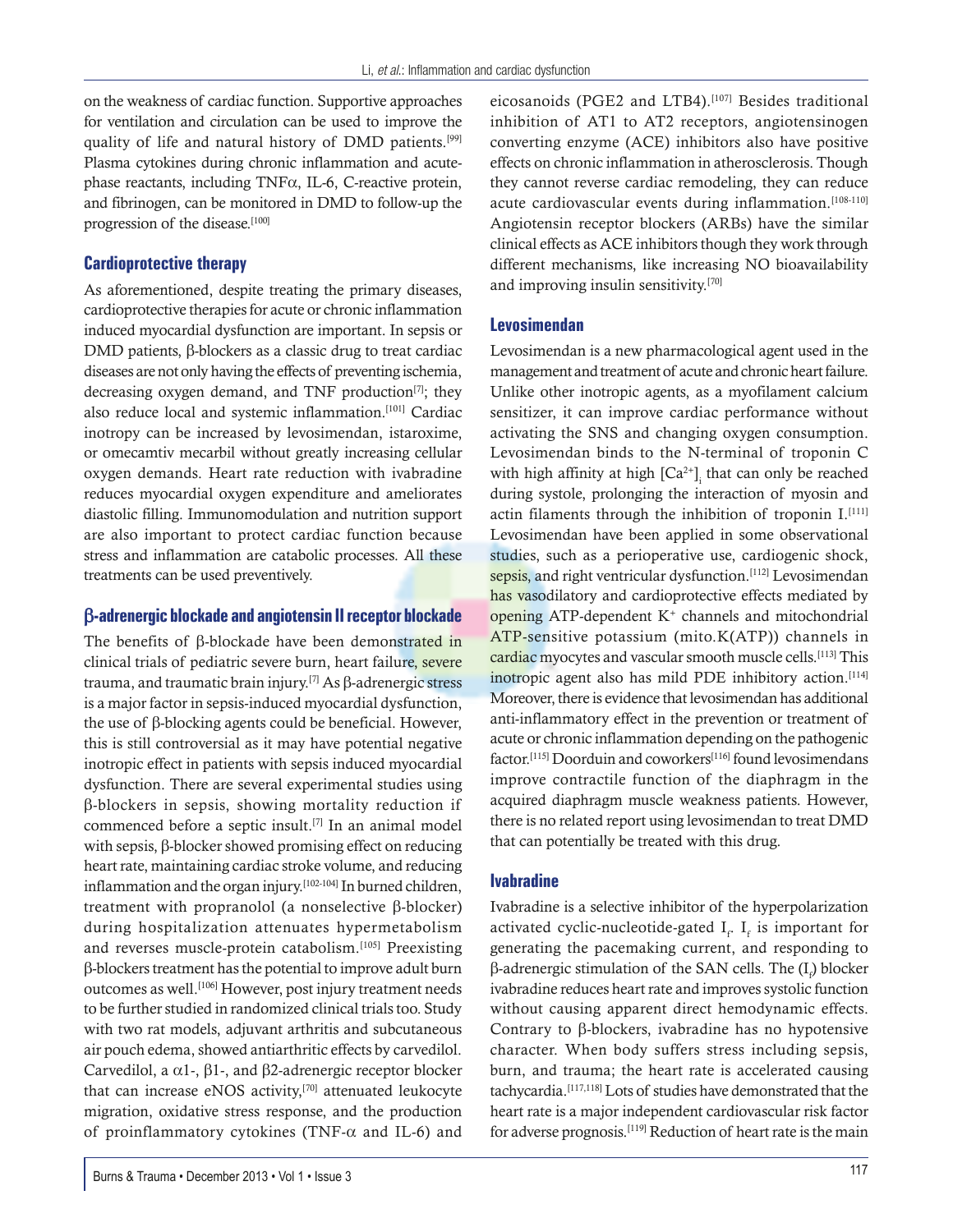on the weakness of cardiac function. Supportive approaches for ventilation and circulation can be used to improve the quality of life and natural history of DMD patients.[99] Plasma cytokines during chronic inflammation and acute-phase reactants, including TNFα, IL-6, C-reactive protein, and fibrinogen, can be monitored in DMD to follow-up the progression of the disease.[100]

## Cardioprotective therapy

As aforementioned, despite treating the primary diseases, cardioprotective therapies for acute or chronic inflammation induced myocardial dysfunction are important. In sepsis or DMD patients, β-blockers as a classic drug to treat cardiac diseases are not only having the effects of preventing ischemia, decreasing oxygen demand, and TNF production[7]; they also reduce local and systemic inflammation.[101] Cardiac inotropy can be increased by levosimendan, istaroxime, or omecamtiv mecarbil without greatly increasing cellular oxygen demands. Heart rate reduction with ivabradine reduces myocardial oxygen expenditure and ameliorates diastolic filling. Immunomodulation and nutrition support are also important to protect cardiac function because stress and inflammation are catabolic processes. All these treatments can be used preventively.

### β-adrenergic blockade and angiotensin II receptor blockade

The benefits of β-blockade have been demonstrated in clinical trials of pediatric severe burn, heart failure, severe trauma, and traumatic brain injury.[7] As β-adrenergic stress is a major factor in sepsis-induced myocardial dysfunction, the use of β-blocking agents could be beneficial. However, this is still controversial as it may have potential negative inotropic effect in patients with sepsis induced myocardial dysfunction. There are several experimental studies using β-blockers in sepsis, showing mortality reduction if commenced before a septic insult.[7] In an animal model with sepsis, β-blocker showed promising effect on reducing heart rate, maintaining cardiac stroke volume, and reducing inflammation and the organ injury.[102-104] In burned children, treatment with propranolol (a nonselective β-blocker) during hospitalization attenuates hypermetabolism and reverses muscle-protein catabolism.[105] Preexisting β-blockers treatment has the potential to improve adult burn outcomes as well.[106] However, post injury treatment needs to be further studied in randomized clinical trials too. Study with two rat models, adjuvant arthritis and subcutaneous air pouch edema, showed antiarthritic effects by carvedilol. Carvedilol, a α1-, β1-, and β2-adrenergic receptor blocker that can increase eNOS activity,[70] attenuated leukocyte migration, oxidative stress response, and the production of proinflammatory cytokines (TNF-α and IL-6) and eicosanoids (PGE2 and LTB4).[107] Besides traditional inhibition of AT1 to AT2 receptors, angiotensinogen converting enzyme (ACE) inhibitors also have positive effects on chronic inflammation in atherosclerosis. Though they cannot reverse cardiac remodeling, they can reduce acute cardiovascular events during inflammation.[108-110] Angiotensin receptor blockers (ARBs) have the similar clinical effects as ACE inhibitors though they work through different mechanisms, like increasing NO bioavailability and improving insulin sensitivity.[70]

### Levosimendan

Levosimendan is a new pharmacological agent used in the management and treatment of acute and chronic heart failure. Unlike other inotropic agents, as a myofilament calcium sensitizer, it can improve cardiac performance without activating the SNS and changing oxygen consumption. Levosimendan binds to the N-terminal of troponin C with high affinity at high $[Ca^{2+}]_i$ that can only be reached during systole, prolonging the interaction of myosin and actin filaments through the inhibition of troponin I.[111] Levosimendan have been applied in some observational studies, such as a perioperative use, cardiogenic shock, sepsis, and right ventricular dysfunction.[112] Levosimendan has vasodilatory and cardioprotective effects mediated by opening ATP-dependent $K^+$ channels and mitochondrial ATP-sensitive potassium (mito.K(ATP)) channels in cardiac myocytes and vascular smooth muscle cells.[113] This inotropic agent also has mild PDE inhibitory action.[114] Moreover, there is evidence that levosimendan has additional anti-inflammatory effect in the prevention or treatment of acute or chronic inflammation depending on the pathogenic factor.[115] Doorduin and coworkers[116] found levosimendans improve contractile function of the diaphragm in the acquired diaphragm muscle weakness patients. However, there is no related report using levosimendan to treat DMD that can potentially be treated with this drug.

### Ivabradine

Ivabradine is a selective inhibitor of the hyperpolarization activated cyclic-nucleotide-gated $I_f$. $I_f$ is important for generating the pacemaking current, and responding to β-adrenergic stimulation of the SAN cells. The ($I_f$) blocker ivabradine reduces heart rate and improves systolic function without causing apparent direct hemodynamic effects. Contrary to β-blockers, ivabradine has no hypotensive character. When body suffers stress including sepsis, burn, and trauma; the heart rate is accelerated causing tachycardia.[117,118] Lots of studies have demonstrated that the heart rate is a major independent cardiovascular risk factor for adverse prognosis.[119] Reduction of heart rate is the main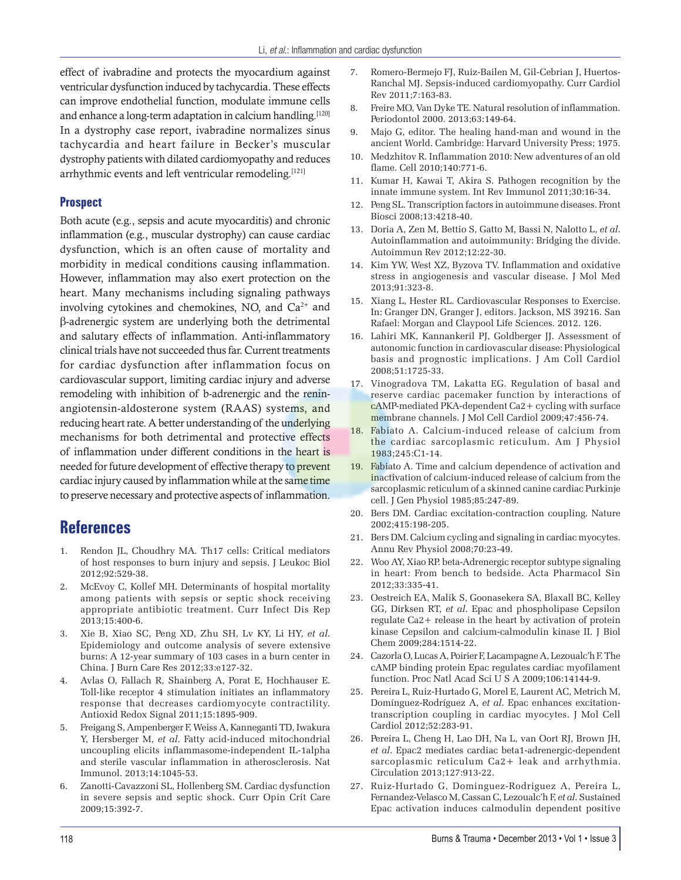effect of ivabradine and protects the myocardium against ventricular dysfunction induced by tachycardia. These effects can improve endothelial function, modulate immune cells and enhance a long-term adaptation in calcium handling.[120] In a dystrophy case report, ivabradine normalizes sinus tachycardia and heart failure in Becker's muscular dystrophy patients with dilated cardiomyopathy and reduces arrhythmic events and left ventricular remodeling.[121]

## Prospect

Both acute (e.g., sepsis and acute myocarditis) and chronic inflammation (e.g., muscular dystrophy) can cause cardiac dysfunction, which is an often cause of mortality and morbidity in medical conditions causing inflammation. However, inflammation may also exert protection on the heart. Many mechanisms including signaling pathways involving cytokines and chemokines, NO, and $Ca^{2+}$ and β-adrenergic system are underlying both the detrimental and salutary effects of inflammation. Anti-inflammatory clinical trials have not succeeded thus far. Current treatments for cardiac dysfunction after inflammation focus on cardiovascular support, limiting cardiac injury and adverse remodeling with inhibition of b-adrenergic and the renin-angiotensin-aldosterone system (RAAS) systems, and reducing heart rate. A better understanding of the underlying mechanisms for both detrimental and protective effects of inflammation under different conditions in the heart is needed for future development of effective therapy to prevent cardiac injury caused by inflammation while at the same time to preserve necessary and protective aspects of inflammation.

# References

1. Rendon JL, Choudhry MA. Th17 cells: Critical mediators of host responses to burn injury and sepsis. J Leukoc Biol 2012;92:529-38.
2. McEvoy C, Kollef MH. Determinants of hospital mortality among patients with sepsis or septic shock receiving appropriate antibiotic treatment. Curr Infect Dis Rep 2013;15:400-6.
3. Xie B, Xiao SC, Peng XD, Zhu SH, Lv KY, Li HY, *et al*. Epidemiology and outcome analysis of severe extensive burns: A 12-year summary of 103 cases in a burn center in China. J Burn Care Res 2012;33:e127-32.
4. Avlas O, Fallach R, Shainberg A, Porat E, Hochhauser E. Toll-like receptor 4 stimulation initiates an inflammatory response that decreases cardiomyocyte contractility. Antioxid Redox Signal 2011;15:1895-909.
5. Freigang S, Ampenberger F, Weiss A, Kanneganti TD, Iwakura Y, Hersberger M, *et al*. Fatty acid-induced mitochondrial uncoupling elicits inflammasome-independent IL-1alpha and sterile vascular inflammation in atherosclerosis. Nat Immunol. 2013;14:1045-53.
6. Zanotti-Cavazzoni SL, Hollenberg SM. Cardiac dysfunction in severe sepsis and septic shock. Curr Opin Crit Care 2009;15:392-7.
7. Romero-Bermejo FJ, Ruiz-Bailen M, Gil-Cebrian J, Huertos-Ranchal MJ. Sepsis-induced cardiomyopathy. Curr Cardiol Rev 2011;7:163-83.
8. Freire MO, Van Dyke TE. Natural resolution of inflammation. Periodontol 2000. 2013;63:149-64.
9. Majo G, editor. The healing hand-man and wound in the ancient World. Cambridge: Harvard University Press; 1975.
10. Medzhitov R. Inflammation 2010: New adventures of an old flame. Cell 2010;140:771-6.
11. Kumar H, Kawai T, Akira S. Pathogen recognition by the innate immune system. Int Rev Immunol 2011;30:16-34.
12. Peng SL. Transcription factors in autoimmune diseases. Front Biosci 2008;13:4218-40.
13. Doria A, Zen M, Bettio S, Gatto M, Bassi N, Nalotto L, *et al*. Autoinflammation and autoimmunity: Bridging the divide. Autoimmun Rev 2012;12:22-30.
14. Kim YW, West XZ, Byzova TV. Inflammation and oxidative stress in angiogenesis and vascular disease. J Mol Med 2013;91:323-8.
15. Xiang L, Hester RL. Cardiovascular Responses to Exercise. In: Granger DN, Granger J, editors. Jackson, MS 39216. San Rafael: Morgan and Claypool Life Sciences. 2012. 126.
16. Lahiri MK, Kannankeril PJ, Goldberger JJ. Assessment of autonomic function in cardiovascular disease: Physiological basis and prognostic implications. J Am Coll Cardiol 2008;51:1725-33.
17. Vinogradova TM, Lakatta EG. Regulation of basal and reserve cardiac pacemaker function by interactions of cAMP-mediated PKA-dependent Ca2+ cycling with surface membrane channels. J Mol Cell Cardiol 2009;47:456-74.
18. Fabiato A. Calcium-induced release of calcium from the cardiac sarcoplasmic reticulum. Am J Physiol 1983;245:C1-14.
19. Fabiato A. Time and calcium dependence of activation and inactivation of calcium-induced release of calcium from the sarcoplasmic reticulum of a skinned canine cardiac Purkinje cell. J Gen Physiol 1985;85:247-89.
20. Bers DM. Cardiac excitation-contraction coupling. Nature 2002;415:198-205.
21. Bers DM. Calcium cycling and signaling in cardiac myocytes. Annu Rev Physiol 2008;70:23-49.
22. Woo AY, Xiao RP. beta-Adrenergic receptor subtype signaling in heart: From bench to bedside. Acta Pharmacol Sin 2012;33:335-41.
23. Oestreich EA, Malik S, Goonasekera SA, Blaxall BC, Kelley GG, Dirksen RT, *et al*. Epac and phospholipase Cepsilon regulate Ca2+ release in the heart by activation of protein kinase Cepsilon and calcium-calmodulin kinase II. J Biol Chem 2009;284:1514-22.
24. Cazorla O, Lucas A, Poirier F, Lacampagne A, Lezoualc'h F. The cAMP binding protein Epac regulates cardiac myofilament function. Proc Natl Acad Sci U S A 2009;106:14144-9.
25. Pereira L, Ruiz-Hurtado G, Morel E, Laurent AC, Metrich M, Domínguez-Rodríguez A, *et al*. Epac enhances excitation-transcription coupling in cardiac myocytes. J Mol Cell Cardiol 2012;52:283-91.
26. Pereira L, Cheng H, Lao DH, Na L, van Oort RJ, Brown JH, *et al*. Epac2 mediates cardiac beta1-adrenergic-dependent sarcoplasmic reticulum Ca2+ leak and arrhythmia. Circulation 2013;127:913-22.
27. Ruiz-Hurtado G, Dominguez-Rodriguez A, Pereira L, Fernandez-Velasco M, Cassan C, Lezoualc'h F, *et al*. Sustained Epac activation induces calmodulin dependent positive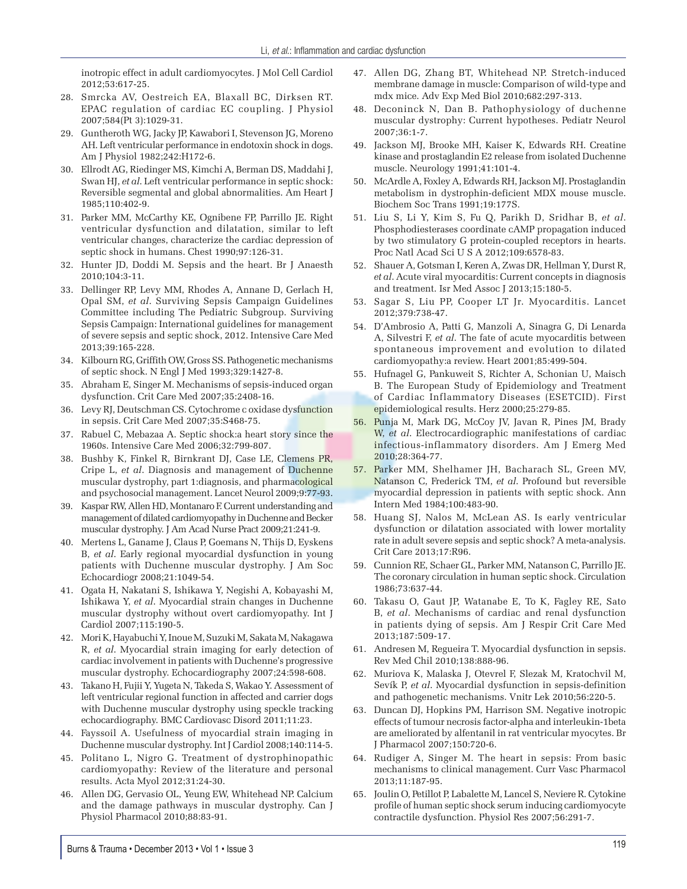inotropic effect in adult cardiomyocytes. J Mol Cell Cardiol 2012;53:617-25.

28. Smrcka AV, Oestreich EA, Blaxall BC, Dirksen RT. EPAC regulation of cardiac EC coupling. J Physiol 2007;584(Pt 3):1029-31.
29. Guntheroth WG, Jacky JP, Kawabori I, Stevenson JG, Moreno AH. Left ventricular performance in endotoxin shock in dogs. Am J Physiol 1982;242:H172-6.
30. Ellrodt AG, Riedinger MS, Kimchi A, Berman DS, Maddahi J, Swan HJ, *et al*. Left ventricular performance in septic shock: Reversible segmental and global abnormalities. Am Heart J 1985;110:402-9.
31. Parker MM, McCarthy KE, Ognibene FP, Parrillo JE. Right ventricular dysfunction and dilatation, similar to left ventricular changes, characterize the cardiac depression of septic shock in humans. Chest 1990;97:126-31.
32. Hunter JD, Doddi M. Sepsis and the heart. Br J Anaesth 2010;104:3-11.
33. Dellinger RP, Levy MM, Rhodes A, Annane D, Gerlach H, Opal SM, *et al*. Surviving Sepsis Campaign Guidelines Committee including The Pediatric Subgroup. Surviving Sepsis Campaign: International guidelines for management of severe sepsis and septic shock, 2012. Intensive Care Med 2013;39:165-228.
34. Kilbourn RG, Griffith OW, Gross SS. Pathogenetic mechanisms of septic shock. N Engl J Med 1993;329:1427-8.
35. Abraham E, Singer M. Mechanisms of sepsis-induced organ dysfunction. Crit Care Med 2007;35:2408-16.
36. Levy RJ, Deutschman CS. Cytochrome c oxidase dysfunction in sepsis. Crit Care Med 2007;35:S468-75.
37. Rabuel C, Mebazaa A. Septic shock:a heart story since the 1960s. Intensive Care Med 2006;32:799-807.
38. Bushby K, Finkel R, Birnkrant DJ, Case LE, Clemens PR, Cripe L, *et al*. Diagnosis and management of Duchenne muscular dystrophy, part 1:diagnosis, and pharmacological and psychosocial management. Lancet Neurol 2009;9:77-93.
39. Kaspar RW, Allen HD, Montanaro F. Current understanding and management of dilated cardiomyopathy in Duchenne and Becker muscular dystrophy. J Am Acad Nurse Pract 2009;21:241-9.
40. Mertens L, Ganame J, Claus P, Goemans N, Thijs D, Eyskens B, *et al*. Early regional myocardial dysfunction in young patients with Duchenne muscular dystrophy. J Am Soc Echocardiogr 2008;21:1049-54.
41. Ogata H, Nakatani S, Ishikawa Y, Negishi A, Kobayashi M, Ishikawa Y, *et al*. Myocardial strain changes in Duchenne muscular dystrophy without overt cardiomyopathy. Int J Cardiol 2007;115:190-5.
42. Mori K, Hayabuchi Y, Inoue M, Suzuki M, Sakata M, Nakagawa R, *et al*. Myocardial strain imaging for early detection of cardiac involvement in patients with Duchenne's progressive muscular dystrophy. Echocardiography 2007;24:598-608.
43. Takano H, Fujii Y, Yugeta N, Takeda S, Wakao Y. Assessment of left ventricular regional function in affected and carrier dogs with Duchenne muscular dystrophy using speckle tracking echocardiography. BMC Cardiovasc Disord 2011;11:23.
44. Fayssoil A. Usefulness of myocardial strain imaging in Duchenne muscular dystrophy. Int J Cardiol 2008;140:114-5.
45. Politano L, Nigro G. Treatment of dystrophinopathic cardiomyopathy: Review of the literature and personal results. Acta Myol 2012;31:24-30.
46. Allen DG, Gervasio OL, Yeung EW, Whitehead NP. Calcium and the damage pathways in muscular dystrophy. Can J Physiol Pharmacol 2010;88:83-91.
47. Allen DG, Zhang BT, Whitehead NP. Stretch-induced membrane damage in muscle: Comparison of wild-type and mdx mice. Adv Exp Med Biol 2010;682:297-313.
48. Deconinck N, Dan B. Pathophysiology of duchenne muscular dystrophy: Current hypotheses. Pediatr Neurol 2007;36:1-7.
49. Jackson MJ, Brooke MH, Kaiser K, Edwards RH. Creatine kinase and prostaglandin E2 release from isolated Duchenne muscle. Neurology 1991;41:101-4.
50. McArdle A, Foxley A, Edwards RH, Jackson MJ. Prostaglandin metabolism in dystrophin-deficient MDX mouse muscle. Biochem Soc Trans 1991;19:177S.
51. Liu S, Li Y, Kim S, Fu Q, Parikh D, Sridhar B, *et al*. Phosphodiesterases coordinate cAMP propagation induced by two stimulatory G protein-coupled receptors in hearts. Proc Natl Acad Sci U S A 2012;109:6578-83.
52. Shauer A, Gotsman I, Keren A, Zwas DR, Hellman Y, Durst R, *et al*. Acute viral myocarditis: Current concepts in diagnosis and treatment. Isr Med Assoc J 2013;15:180-5.
53. Sagar S, Liu PP, Cooper LT Jr. Myocarditis. Lancet 2012;379:738-47.
54. D'Ambrosio A, Patti G, Manzoli A, Sinagra G, Di Lenarda A, Silvestri F, *et al*. The fate of acute myocarditis between spontaneous improvement and evolution to dilated cardiomyopathy:a review. Heart 2001;85:499-504.
55. Hufnagel G, Pankuweit S, Richter A, Schonian U, Maisch B. The European Study of Epidemiology and Treatment of Cardiac Inflammatory Diseases (ESETCID). First epidemiological results. Herz 2000;25:279-85.
56. Punja M, Mark DG, McCoy JV, Javan R, Pines JM, Brady W, *et al*. Electrocardiographic manifestations of cardiac infectious-inflammatory disorders. Am J Emerg Med 2010;28:364-77.
57. Parker MM, Shelhamer JH, Bacharach SL, Green MV, Natanson C, Frederick TM, *et al*. Profound but reversible myocardial depression in patients with septic shock. Ann Intern Med 1984;100:483-90.
58. Huang SJ, Nalos M, McLean AS. Is early ventricular dysfunction or dilatation associated with lower mortality rate in adult severe sepsis and septic shock? A meta-analysis. Crit Care 2013;17:R96.
59. Cunnion RE, Schaer GL, Parker MM, Natanson C, Parrillo JE. The coronary circulation in human septic shock. Circulation 1986;73:637-44.
60. Takasu O, Gaut JP, Watanabe E, To K, Fagley RE, Sato B, *et al*. Mechanisms of cardiac and renal dysfunction in patients dying of sepsis. Am J Respir Crit Care Med 2013;187:509-17.
61. Andresen M, Regueira T. Myocardial dysfunction in sepsis. Rev Med Chil 2010;138:888-96.
62. Muriova K, Malaska J, Otevrel F, Slezak M, Kratochvil M, Sevík P, *et al*. Myocardial dysfunction in sepsis-definition and pathogenetic mechanisms. Vnitr Lek 2010;56:220-5.
63. Duncan DJ, Hopkins PM, Harrison SM. Negative inotropic effects of tumour necrosis factor-alpha and interleukin-1beta are ameliorated by alfentanil in rat ventricular myocytes. Br J Pharmacol 2007;150:720-6.
64. Rudiger A, Singer M. The heart in sepsis: From basic mechanisms to clinical management. Curr Vasc Pharmacol 2013;11:187-95.
65. Joulin O, Petillot P, Labalette M, Lancel S, Neviere R. Cytokine profile of human septic shock serum inducing cardiomyocyte contractile dysfunction. Physiol Res 2007;56:291-7.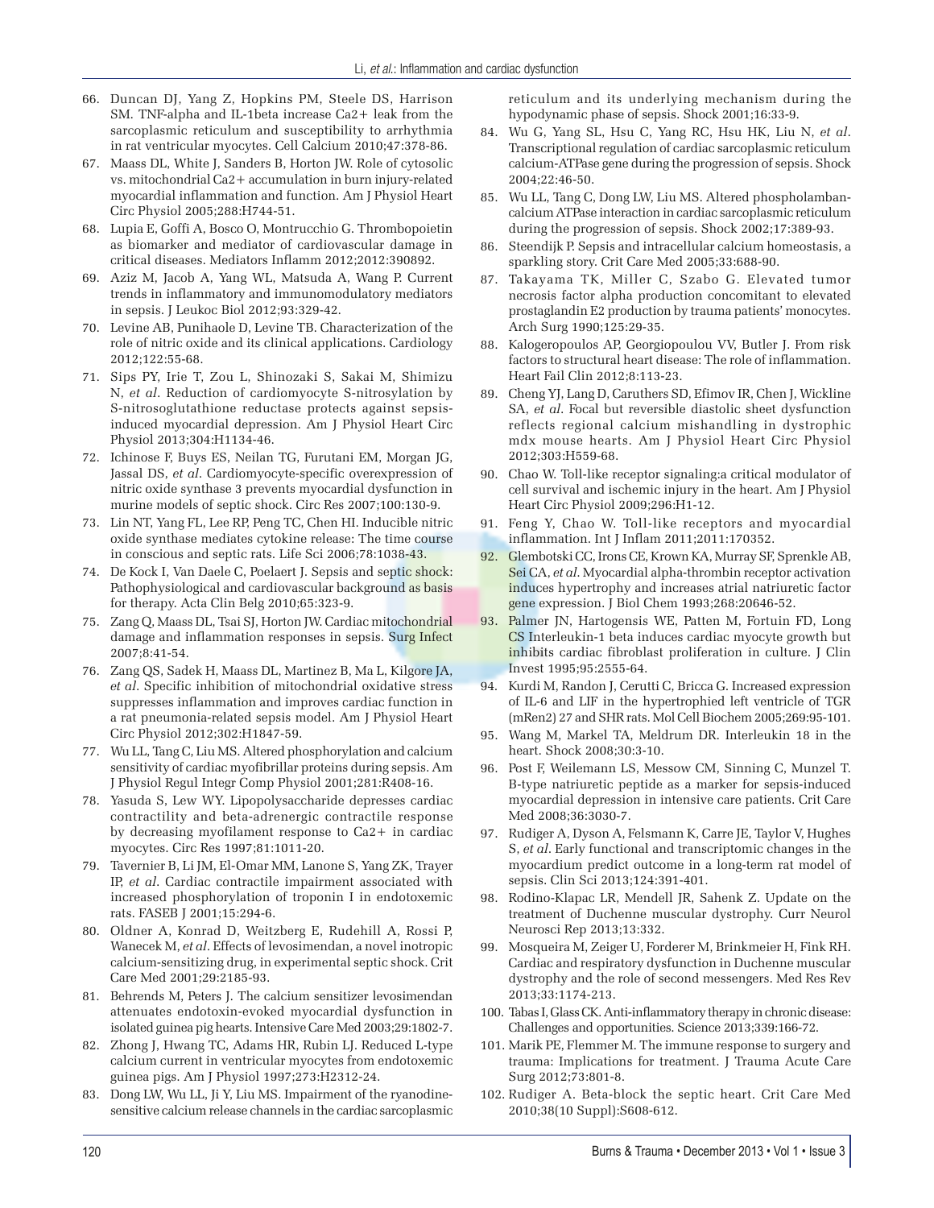66. Duncan DJ, Yang Z, Hopkins PM, Steele DS, Harrison SM. TNF-alpha and IL-1beta increase Ca2+ leak from the sarcoplasmic reticulum and susceptibility to arrhythmia in rat ventricular myocytes. Cell Calcium 2010;47:378-86.
67. Maass DL, White J, Sanders B, Horton JW. Role of cytosolic vs. mitochondrial Ca2+ accumulation in burn injury-related myocardial inflammation and function. Am J Physiol Heart Circ Physiol 2005;288:H744-51.
68. Lupia E, Goffi A, Bosco O, Montrucchio G. Thrombopoietin as biomarker and mediator of cardiovascular damage in critical diseases. Mediators Inflamm 2012;2012:390892.
69. Aziz M, Jacob A, Yang WL, Matsuda A, Wang P. Current trends in inflammatory and immunomodulatory mediators in sepsis. J Leukoc Biol 2012;93:329-42.
70. Levine AB, Punihaole D, Levine TB. Characterization of the role of nitric oxide and its clinical applications. Cardiology 2012;122:55-68.
71. Sips PY, Irie T, Zou L, Shinozaki S, Sakai M, Shimizu N, *et al*. Reduction of cardiomyocyte S-nitrosylation by S-nitrosoglutathione reductase protects against sepsis-induced myocardial depression. Am J Physiol Heart Circ Physiol 2013;304:H1134-46.
72. Ichinose F, Buys ES, Neilan TG, Furutani EM, Morgan JG, Jassal DS, *et al*. Cardiomyocyte-specific overexpression of nitric oxide synthase 3 prevents myocardial dysfunction in murine models of septic shock. Circ Res 2007;100:130-9.
73. Lin NT, Yang FL, Lee RP, Peng TC, Chen HI. Inducible nitric oxide synthase mediates cytokine release: The time course in conscious and septic rats. Life Sci 2006;78:1038-43.
74. De Kock I, Van Daele C, Poelaert J. Sepsis and septic shock: Pathophysiological and cardiovascular background as basis for therapy. Acta Clin Belg 2010;65:323-9.
75. Zang Q, Maass DL, Tsai SJ, Horton JW. Cardiac mitochondrial damage and inflammation responses in sepsis. Surg Infect 2007;8:41-54.
76. Zang QS, Sadek H, Maass DL, Martinez B, Ma L, Kilgore JA, *et al*. Specific inhibition of mitochondrial oxidative stress suppresses inflammation and improves cardiac function in a rat pneumonia-related sepsis model. Am J Physiol Heart Circ Physiol 2012;302:H1847-59.
77. Wu LL, Tang C, Liu MS. Altered phosphorylation and calcium sensitivity of cardiac myofibrillar proteins during sepsis. Am J Physiol Regul Integr Comp Physiol 2001;281:R408-16.
78. Yasuda S, Lew WY. Lipopolysaccharide depresses cardiac contractility and beta-adrenergic contractile response by decreasing myofilament response to Ca2+ in cardiac myocytes. Circ Res 1997;81:1011-20.
79. Tavernier B, Li JM, El-Omar MM, Lanone S, Yang ZK, Trayer IP, *et al*. Cardiac contractile impairment associated with increased phosphorylation of troponin I in endotoxemic rats. FASEB J 2001;15:294-6.
80. Oldner A, Konrad D, Weitzberg E, Rudehill A, Rossi P, Wanecek M, *et al*. Effects of levosimendan, a novel inotropic calcium-sensitizing drug, in experimental septic shock. Crit Care Med 2001;29:2185-93.
81. Behrends M, Peters J. The calcium sensitizer levosimendan attenuates endotoxin-evoked myocardial dysfunction in isolated guinea pig hearts. Intensive Care Med 2003;29:1802-7.
82. Zhong J, Hwang TC, Adams HR, Rubin LJ. Reduced L-type calcium current in ventricular myocytes from endotoxemic guinea pigs. Am J Physiol 1997;273:H2312-24.
83. Dong LW, Wu LL, Ji Y, Liu MS. Impairment of the ryanodine-sensitive calcium release channels in the cardiac sarcoplasmic reticulum and its underlying mechanism during the hypodynamic phase of sepsis. Shock 2001;16:33-9.
84. Wu G, Yang SL, Hsu C, Yang RC, Hsu HK, Liu N, *et al*. Transcriptional regulation of cardiac sarcoplasmic reticulum calcium-ATPase gene during the progression of sepsis. Shock 2004;22:46-50.
85. Wu LL, Tang C, Dong LW, Liu MS. Altered phospholamban-calcium ATPase interaction in cardiac sarcoplasmic reticulum during the progression of sepsis. Shock 2002;17:389-93.
86. Steendijk P. Sepsis and intracellular calcium homeostasis, a sparkling story. Crit Care Med 2005;33:688-90.
87. Takayama TK, Miller C, Szabo G. Elevated tumor necrosis factor alpha production concomitant to elevated prostaglandin E2 production by trauma patients' monocytes. Arch Surg 1990;125:29-35.
88. Kalogeropoulos AP, Georgiopoulou VV, Butler J. From risk factors to structural heart disease: The role of inflammation. Heart Fail Clin 2012;8:113-23.
89. Cheng YJ, Lang D, Caruthers SD, Efimov IR, Chen J, Wickline SA, *et al*. Focal but reversible diastolic sheet dysfunction reflects regional calcium mishandling in dystrophic mdx mouse hearts. Am J Physiol Heart Circ Physiol 2012;303:H559-68.
90. Chao W. Toll-like receptor signaling:a critical modulator of cell survival and ischemic injury in the heart. Am J Physiol Heart Circ Physiol 2009;296:H1-12.
91. Feng Y, Chao W. Toll-like receptors and myocardial inflammation. Int J Inflam 2011;2011:170352.
92. Glembotski CC, Irons CE, Krown KA, Murray SF, Sprenkle AB, Sei CA, *et al*. Myocardial alpha-thrombin receptor activation induces hypertrophy and increases atrial natriuretic factor gene expression. J Biol Chem 1993;268:20646-52.
93. Palmer JN, Hartogensis WE, Patten M, Fortuin FD, Long CS Interleukin-1 beta induces cardiac myocyte growth but inhibits cardiac fibroblast proliferation in culture. J Clin Invest 1995;95:2555-64.
94. Kurdi M, Randon J, Cerutti C, Bricca G. Increased expression of IL-6 and LIF in the hypertrophied left ventricle of TGR (mRen2) 27 and SHR rats. Mol Cell Biochem 2005;269:95-101.
95. Wang M, Markel TA, Meldrum DR. Interleukin 18 in the heart. Shock 2008;30:3-10.
96. Post F, Weilemann LS, Messow CM, Sinning C, Munzel T. B-type natriuretic peptide as a marker for sepsis-induced myocardial depression in intensive care patients. Crit Care Med 2008;36:3030-7.
97. Rudiger A, Dyson A, Felsmann K, Carre JE, Taylor V, Hughes S, *et al*. Early functional and transcriptomic changes in the myocardium predict outcome in a long-term rat model of sepsis. Clin Sci 2013;124:391-401.
98. Rodino-Klapac LR, Mendell JR, Sahenk Z. Update on the treatment of Duchenne muscular dystrophy. Curr Neurol Neurosci Rep 2013;13:332.
99. Mosqueira M, Zeiger U, Forderer M, Brinkmeier H, Fink RH. Cardiac and respiratory dysfunction in Duchenne muscular dystrophy and the role of second messengers. Med Res Rev 2013;33:1174-213.
100. Tabas I, Glass CK. Anti-inflammatory therapy in chronic disease: Challenges and opportunities. Science 2013;339:166-72.
101. Marik PE, Flemmer M. The immune response to surgery and trauma: Implications for treatment. J Trauma Acute Care Surg 2012;73:801-8.
102. Rudiger A. Beta-block the septic heart. Crit Care Med 2010;38(10 Suppl):S608-612.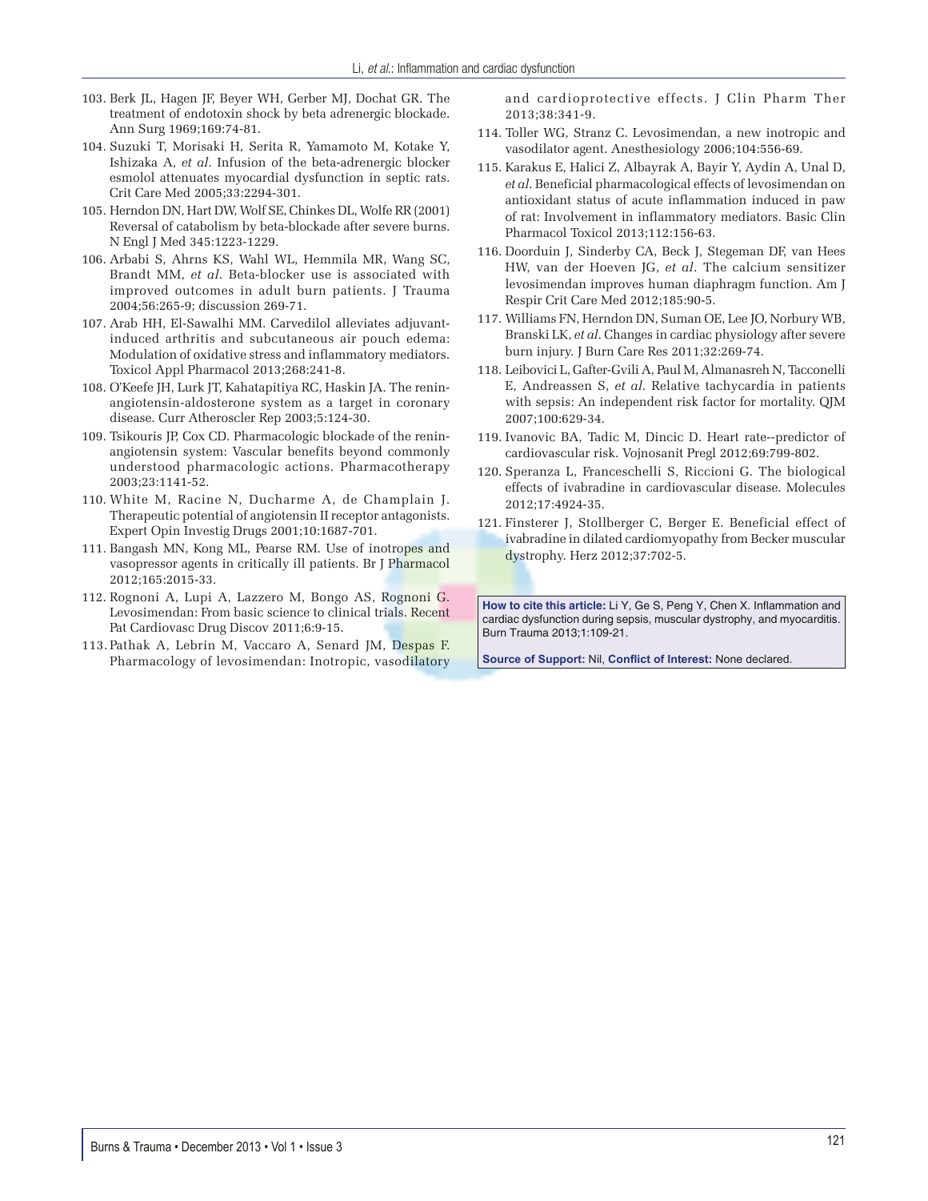103. Berk JL, Hagen JF, Beyer WH, Gerber MJ, Dochat GR. The treatment of endotoxin shock by beta adrenergic blockade. Ann Surg 1969;169:74-81.
104. Suzuki T, Morisaki H, Serita R, Yamamoto M, Kotake Y, Ishizaka A, *et al*. Infusion of the beta-adrenergic blocker esmolol attenuates myocardial dysfunction in septic rats. Crit Care Med 2005;33:2294-301.
105. Herndon DN, Hart DW, Wolf SE, Chinkes DL, Wolfe RR (2001) Reversal of catabolism by beta-blockade after severe burns. N Engl J Med 345:1223-1229.
106. Arbabi S, Ahrns KS, Wahl WL, Hemmila MR, Wang SC, Brandt MM, *et al*. Beta-blocker use is associated with improved outcomes in adult burn patients. J Trauma 2004;56:265-9; discussion 269-71.
107. Arab HH, El-Sawalhi MM. Carvedilol alleviates adjuvant-induced arthritis and subcutaneous air pouch edema: Modulation of oxidative stress and inflammatory mediators. Toxicol Appl Pharmacol 2013;268:241-8.
108. O'Keefe JH, Lurk JT, Kahatapitiya RC, Haskin JA. The renin-angiotensin-aldosterone system as a target in coronary disease. Curr Atheroscler Rep 2003;5:124-30.
109. Tsikouris JP, Cox CD. Pharmacologic blockade of the renin-angiotensin system: Vascular benefits beyond commonly understood pharmacologic actions. Pharmacotherapy 2003;23:1141-52.
110. White M, Racine N, Ducharme A, de Champlain J. Therapeutic potential of angiotensin II receptor antagonists. Expert Opin Investig Drugs 2001;10:1687-701.
111. Bangash MN, Kong ML, Pearse RM. Use of inotropes and vasopressor agents in critically ill patients. Br J Pharmacol 2012;165:2015-33.
112. Rognoni A, Lupi A, Lazzero M, Bongo AS, Rognoni G. Levosimendan: From basic science to clinical trials. Recent Pat Cardiovasc Drug Discov 2011;6:9-15.
113. Pathak A, Lebrin M, Vaccaro A, Senard JM, Despas F. Pharmacology of levosimendan: Inotropic, vasodilatory and cardioprotective effects. J Clin Pharm Ther 2013;38:341-9.
114. Toller WG, Stranz C. Levosimendan, a new inotropic and vasodilator agent. Anesthesiology 2006;104:556-69.
115. Karakus E, Halici Z, Albayrak A, Bayir Y, Aydin A, Unal D, *et al*. Beneficial pharmacological effects of levosimendan on antioxidant status of acute inflammation induced in paw of rat: Involvement in inflammatory mediators. Basic Clin Pharmacol Toxicol 2013;112:156-63.
116. Doorduin J, Sinderby CA, Beck J, Stegeman DF, van Hees HW, van der Hoeven JG, *et al*. The calcium sensitizer levosimendan improves human diaphragm function. Am J Respir Crit Care Med 2012;185:90-5.
117. Williams FN, Herndon DN, Suman OE, Lee JO, Norbury WB, Branski LK, *et al*. Changes in cardiac physiology after severe burn injury. J Burn Care Res 2011;32:269-74.
118. Leibovici L, Gafter-Gvili A, Paul M, Almanasreh N, Tacconelli E, Andreassen S, *et al*. Relative tachycardia in patients with sepsis: An independent risk factor for mortality. QJM 2007;100:629-34.
119. Ivanovic BA, Tadic M, Dincic D. Heart rate--predictor of cardiovascular risk. Vojnosanit Pregl 2012;69:799-802.
120. Speranza L, Franceschelli S, Riccioni G. The biological effects of ivabradine in cardiovascular disease. Molecules 2012;17:4924-35.
121. Finsterer J, Stollberger C, Berger E. Beneficial effect of ivabradine in dilated cardiomyopathy from Becker muscular dystrophy. Herz 2012;37:702-5.

**How to cite this article:** Li Y, Ge S, Peng Y, Chen X. Inflammation and cardiac dysfunction during sepsis, muscular dystrophy, and myocarditis. Burn Trauma 2013;1:109-21.

**Source of Support:** Nil, **Conflict of Interest:** None declared.